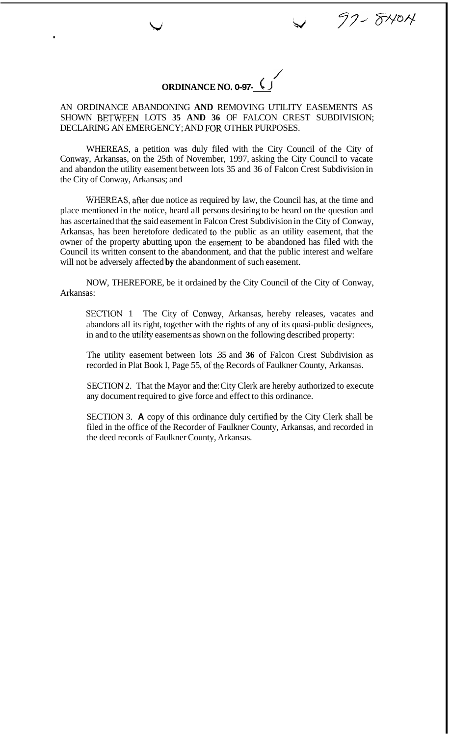97-8404

# ORDINANCE NO. 0-97-61

AN ORDINANCE ABANDONING **AND** REMOVING UTILITY EASEMENTS AS SHOWN BETWEEN LOTS **35 AND 36** OF FALCON CREST SUBDIVISION; DECLARING AN EMERGENCY; AND FOR OTHER PURPOSES.

WHEREAS, a petition was duly filed with the City Council of the City of Conway, Arkansas, on the 25th of November, 1997, asking the City Council to vacate and abandon the utility easement between lots 35 and 36 of Falcon Crest Subdivision in the City of Conway, Arkansas; and

WHEREAS, after due notice as required by law, the Council has, at the time and place mentioned in the notice, heard all persons desiring to be heard on the question and has ascertained that the said easement in Falcon Crest Subdivision in the City of Conway, Arkansas, has been heretofore dedicated to the public as an utility easement, that the owner of the property abutting upon the easement to be abandoned has filed with the Council its written consent to the abandonment, and that the public interest and welfare will not be adversely affected **by** the abandonment of such easement.

NOW, THEREFORE, be it ordained by the City Council of the City of Conway, Arkansas:

SECTION 1 The City of Conway, Arkansas, hereby releases, vacates and abandons all its right, together with the rights of any of its quasi-public designees, in and to the utility easements as shown on the following described property:

The utility easement between lots .35 and **36** of Falcon Crest Subdivision as recorded in Plat Book I, Page 55, of the Records of Faulkner County, Arkansas.

SECTION 2. That the Mayor and the City Clerk are hereby authorized to execute any document required to give force and effect to this ordinance.

SECTION 3. **A** copy of this ordinance duly certified by the City Clerk shall be filed in the office of the Recorder of Faulkner County, Arkansas, and recorded in the deed records of Faulkner County, Arkansas.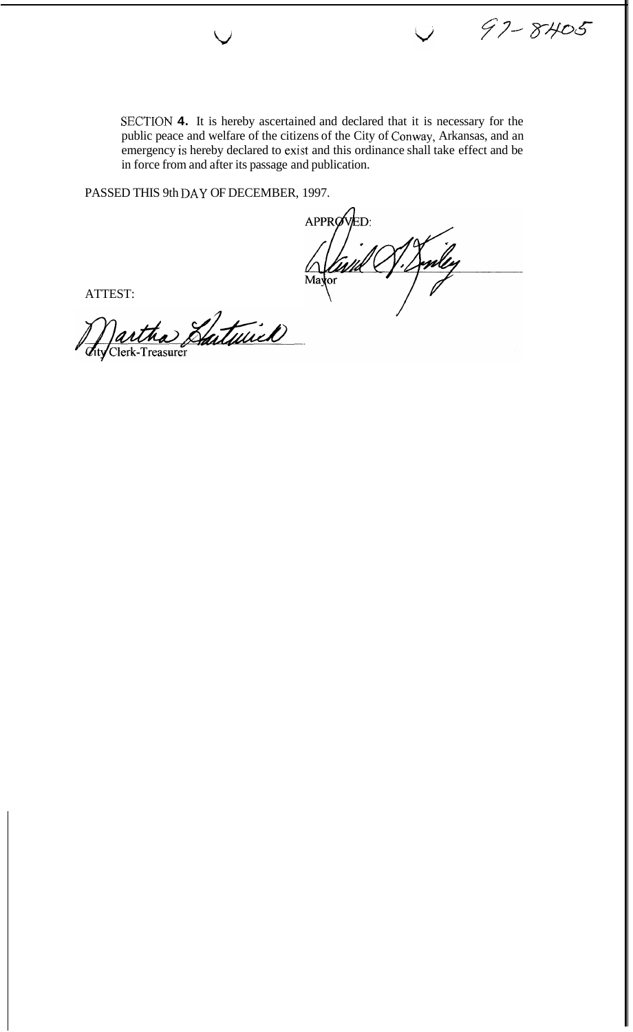97-8405

SECTION **4.** It is hereby ascertained and declared that it is necessary for the public peace and welfare of the citizens of the City of Conway, Arkansas, and an emergency is hereby declared to exist and this ordinance shall take effect and be in force from and after its passage and publication.

PASSED THIS 9th DAY OF DECEMBER, 1997.

APPROVED:

Mayor

ATTEST:

City Clerk-Treasurer